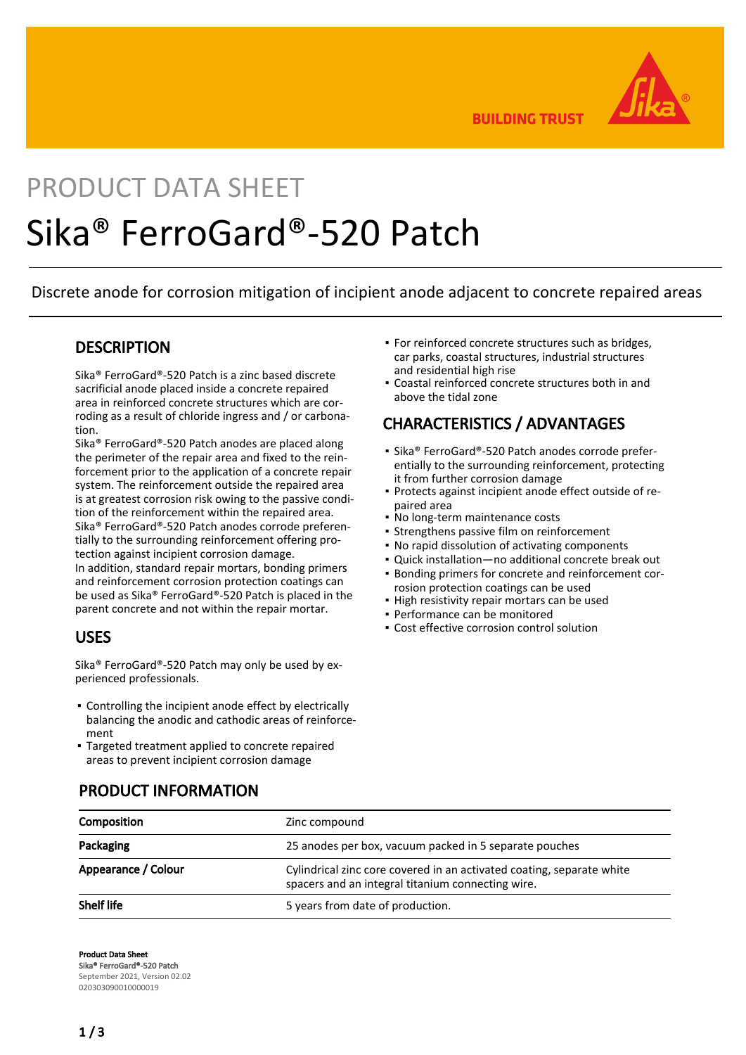# PRODUCT DATA SHEET

# Sika® FerroGard®-520 Patch

Discrete anode for corrosion mitigation of incipient anode adjacent to concrete repaired areas

## DESCRIPTION

Sika® FerroGard®-520 Patch is a zinc based discrete sacrificial anode placed inside a concrete repaired area in reinforced concrete structures which are corroding as a result of chloride ingress and / or carbonation.

Sika® FerroGard®-520 Patch anodes are placed along the perimeter of the repair area and fixed to the reinforcement prior to the application of a concrete repair system. The reinforcement outside the repaired area is at greatest corrosion risk owing to the passive condition of the reinforcement within the repaired area. Sika® FerroGard®-520 Patch anodes corrode preferentially to the surrounding reinforcement offering protection against incipient corrosion damage.

In addition, standard repair mortars, bonding primers and reinforcement corrosion protection coatings can be used as Sika® FerroGard®-520 Patch is placed in the parent concrete and not within the repair mortar.

## USES

Sika® FerroGard®-520 Patch may only be used by experienced professionals.

- Controlling the incipient anode effect by electrically balancing the anodic and cathodic areas of reinforcement
- Targeted treatment applied to concrete repaired areas to prevent incipient corrosion damage
- For reinforced concrete structures such as bridges, car parks, coastal structures, industrial structures and residential high rise
- Coastal reinforced concrete structures both in and above the tidal zone

## CHARACTERISTICS / ADVANTAGES

- Sika® FerroGard®-520 Patch anodes corrode preferentially to the surrounding reinforcement, protecting it from further corrosion damage
- Protects against incipient anode effect outside of repaired area
- No long-term maintenance costs
- Strengthens passive film on reinforcement
- No rapid dissolution of activating components
- Quick installation—no additional concrete break out
- Bonding primers for concrete and reinforcement corrosion protection coatings can be used
- High resistivity repair mortars can be used
- Performance can be monitored
- Cost effective corrosion control solution

## PRODUCT INFORMATION

| | |
|---|---|
| **Composition** | Zinc compound |
| **Packaging** | 25 anodes per box, vacuum packed in 5 separate pouches |
| **Appearance / Colour** | Cylindrical zinc core covered in an activated coating, separate white spacers and an integral titanium connecting wire. |
| **Shelf life** | 5 years from date of production. |

**Product Data Sheet**
**Sika® FerroGard®-520 Patch**
September 2021, Version 02.02
020303090010000019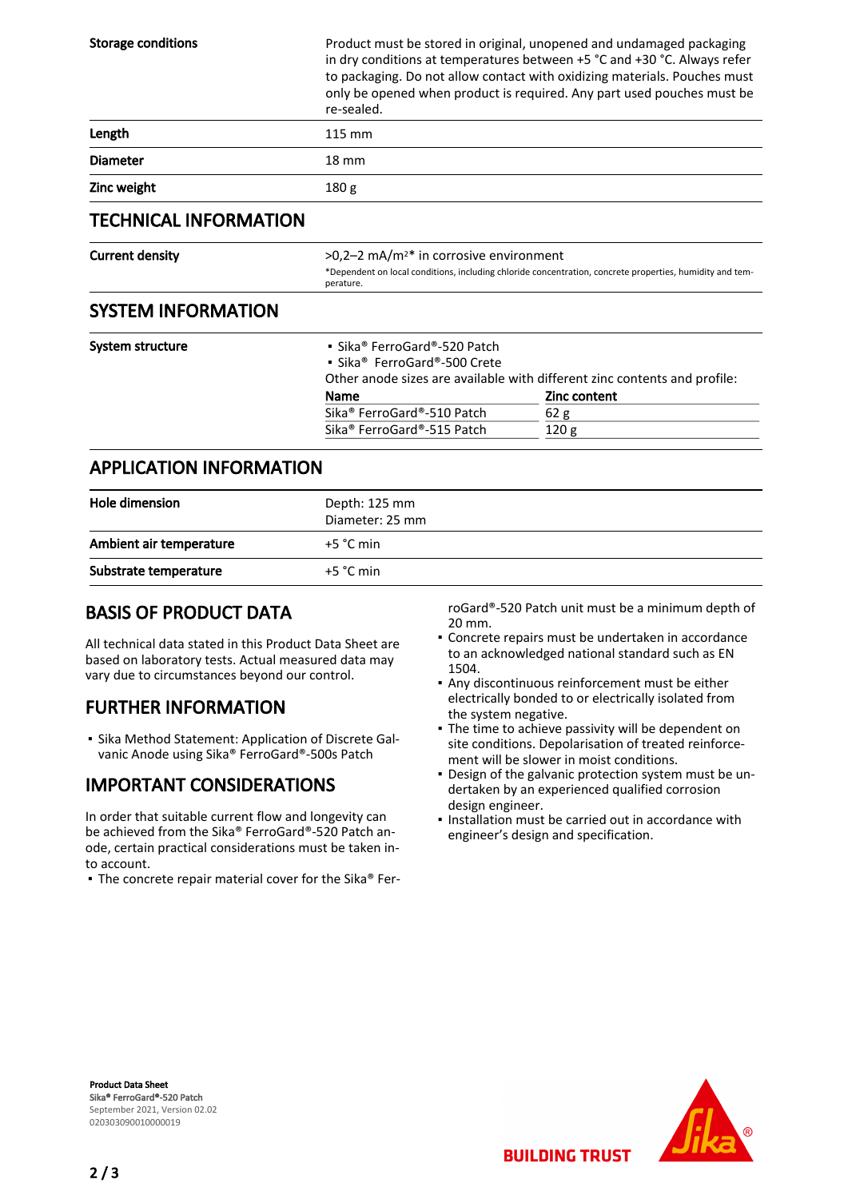| | |
|---|---|
| **Storage conditions** | Product must be stored in original, unopened and undamaged packaging in dry conditions at temperatures between +5 °C and +30 °C. Always refer to packaging. Do not allow contact with oxidizing materials. Pouches must only be opened when product is required. Any part used pouches must be re-sealed. |
| **Length** | 115 mm |
| **Diameter** | 18 mm |
| **Zinc weight** | 180 g |

## TECHNICAL INFORMATION

| | |
|---|---|
| **Current density** | >0,2–2 mA/m²* in corrosive environment<br>*Dependent on local conditions, including chloride concentration, concrete properties, humidity and temperature. |

## SYSTEM INFORMATION

**System structure**

- Sika® FerroGard®-520 Patch
- Sika® FerroGard®-500 Crete

Other anode sizes are available with different zinc contents and profile:

| Name | Zinc content |
|---|---|
| Sika® FerroGard®-510 Patch | 62 g |
| Sika® FerroGard®-515 Patch | 120 g |

## APPLICATION INFORMATION

| | |
|---|---|
| **Hole dimension** | Depth: 125 mm<br>Diameter: 25 mm |
| **Ambient air temperature** | +5 °C min |
| **Substrate temperature** | +5 °C min |

## BASIS OF PRODUCT DATA

All technical data stated in this Product Data Sheet are based on laboratory tests. Actual measured data may vary due to circumstances beyond our control.

## FURTHER INFORMATION

- Sika Method Statement: Application of Discrete Galvanic Anode using Sika® FerroGard®-500s Patch

## IMPORTANT CONSIDERATIONS

In order that suitable current flow and longevity can be achieved from the Sika® FerroGard®-520 Patch anode, certain practical considerations must be taken into account.

- The concrete repair material cover for the Sika® FerroGard®-520 Patch unit must be a minimum depth of 20 mm.
- Concrete repairs must be undertaken in accordance to an acknowledged national standard such as EN 1504.
- Any discontinuous reinforcement must be either electrically bonded to or electrically isolated from the system negative.
- The time to achieve passivity will be dependent on site conditions. Depolarisation of treated reinforcement will be slower in moist conditions.
- Design of the galvanic protection system must be undertaken by an experienced qualified corrosion design engineer.
- Installation must be carried out in accordance with engineer's design and specification.

**Product Data Sheet**
**Sika® FerroGard®-520 Patch**
September 2021, Version 02.02
020303090010000019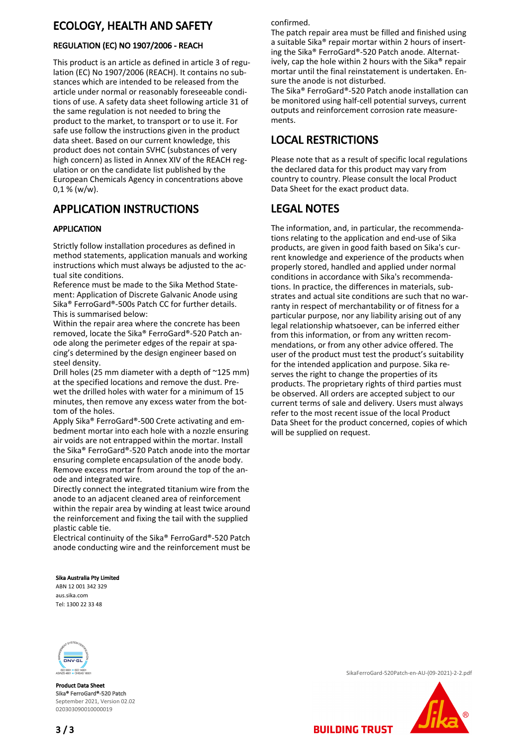## ECOLOGY, HEALTH AND SAFETY

### REGULATION (EC) NO 1907/2006 - REACH

This product is an article as defined in article 3 of regulation (EC) No 1907/2006 (REACH). It contains no substances which are intended to be released from the article under normal or reasonably foreseeable conditions of use. A safety data sheet following article 31 of the same regulation is not needed to bring the product to the market, to transport or to use it. For safe use follow the instructions given in the product data sheet. Based on our current knowledge, this product does not contain SVHC (substances of very high concern) as listed in Annex XIV of the REACH regulation or on the candidate list published by the European Chemicals Agency in concentrations above 0,1 % (w/w).

## APPLICATION INSTRUCTIONS

### APPLICATION

Strictly follow installation procedures as defined in method statements, application manuals and working instructions which must always be adjusted to the actual site conditions.
Reference must be made to the Sika Method Statement: Application of Discrete Galvanic Anode using Sika® FerroGard®-500s Patch CC for further details. This is summarised below:
Within the repair area where the concrete has been removed, locate the Sika® FerroGard®-520 Patch anode along the perimeter edges of the repair at spacing's determined by the design engineer based on steel density.
Drill holes (25 mm diameter with a depth of ~125 mm) at the specified locations and remove the dust. Prewet the drilled holes with water for a minimum of 15 minutes, then remove any excess water from the bottom of the holes.
Apply Sika® FerroGard®-500 Crete activating and embedment mortar into each hole with a nozzle ensuring air voids are not entrapped within the mortar. Install the Sika® FerroGard®-520 Patch anode into the mortar ensuring complete encapsulation of the anode body. Remove excess mortar from around the top of the anode and integrated wire.
Directly connect the integrated titanium wire from the anode to an adjacent cleaned area of reinforcement within the repair area by winding at least twice around the reinforcement and fixing the tail with the supplied plastic cable tie.
Electrical continuity of the Sika® FerroGard®-520 Patch anode conducting wire and the reinforcement must be confirmed.
The patch repair area must be filled and finished using a suitable Sika® repair mortar within 2 hours of inserting the Sika® FerroGard®-520 Patch anode. Alternatively, cap the hole within 2 hours with the Sika® repair mortar until the final reinstatement is undertaken. Ensure the anode is not disturbed.
The Sika® FerroGard®-520 Patch anode installation can be monitored using half-cell potential surveys, current outputs and reinforcement corrosion rate measurements.

## LOCAL RESTRICTIONS

Please note that as a result of specific local regulations the declared data for this product may vary from country to country. Please consult the local Product Data Sheet for the exact product data.

## LEGAL NOTES

The information, and, in particular, the recommendations relating to the application and end-use of Sika products, are given in good faith based on Sika's current knowledge and experience of the products when properly stored, handled and applied under normal conditions in accordance with Sika's recommendations. In practice, the differences in materials, substrates and actual site conditions are such that no warranty in respect of merchantability or of fitness for a particular purpose, nor any liability arising out of any legal relationship whatsoever, can be inferred either from this information, or from any written recommendations, or from any other advice offered. The user of the product must test the product's suitability for the intended application and purpose. Sika reserves the right to change the properties of its products. The proprietary rights of third parties must be observed. All orders are accepted subject to our current terms of sale and delivery. Users must always refer to the most recent issue of the local Product Data Sheet for the product concerned, copies of which will be supplied on request.

**Sika Australia Pty Limited**
ABN 12 001 342 329
aus.sika.com
Tel: 1300 22 33 48

**Product Data Sheet**
**Sika® FerroGard®-520 Patch**
September 2021, Version 02.02
020303090010000019

SikaFerroGard-520Patch-en-AU-(09-2021)-2-2.pdf

BUILDING TRUST